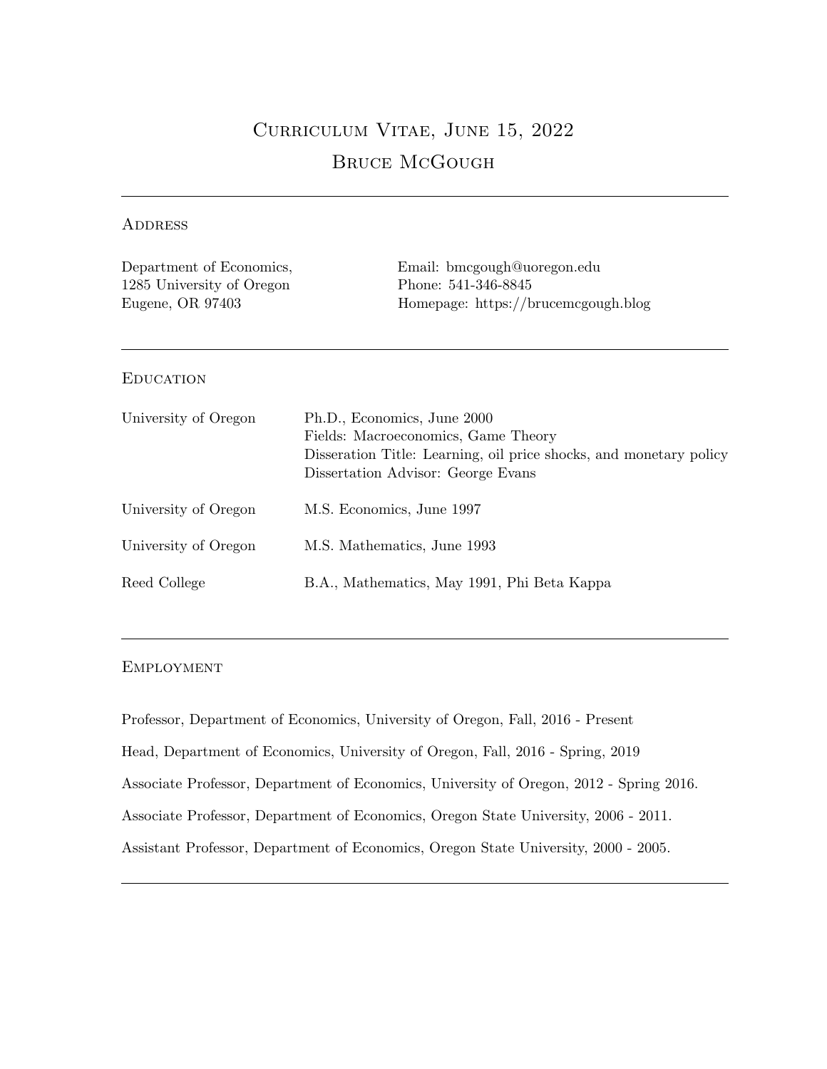# Curriculum Vitae, June 15, 2022

# Bruce McGough

## Address

Department of Economics,
1285 University of Oregon
Eugene, OR 97403

Email: bmcgough@uoregon.edu
Phone: 541-346-8845
Homepage: https://brucemcgough.blog

## Education

| | |
|---|---|
| University of Oregon | Ph.D., Economics, June 2000<br>Fields: Macroeconomics, Game Theory<br>Disseration Title: Learning, oil price shocks, and monetary policy<br>Dissertation Advisor: George Evans |
| University of Oregon | M.S. Economics, June 1997 |
| University of Oregon | M.S. Mathematics, June 1993 |
| Reed College | B.A., Mathematics, May 1991, Phi Beta Kappa |

## Employment

Professor, Department of Economics, University of Oregon, Fall, 2016 - Present

Head, Department of Economics, University of Oregon, Fall, 2016 - Spring, 2019

Associate Professor, Department of Economics, University of Oregon, 2012 - Spring 2016.

Associate Professor, Department of Economics, Oregon State University, 2006 - 2011.

Assistant Professor, Department of Economics, Oregon State University, 2000 - 2005.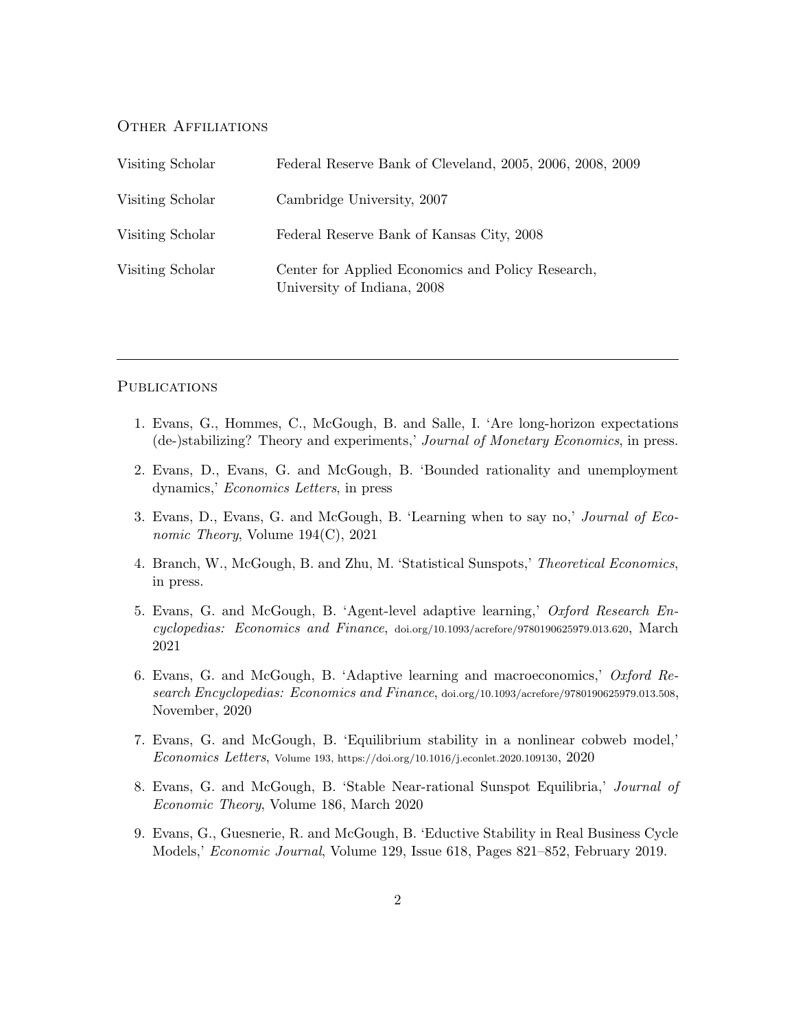## Other Affiliations

| | |
|---|---|
| Visiting Scholar | Federal Reserve Bank of Cleveland, 2005, 2006, 2008, 2009 |
| Visiting Scholar | Cambridge University, 2007 |
| Visiting Scholar | Federal Reserve Bank of Kansas City, 2008 |
| Visiting Scholar | Center for Applied Economics and Policy Research, University of Indiana, 2008 |

---

## Publications

1. Evans, G., Hommes, C., McGough, B. and Salle, I. 'Are long-horizon expectations (de-)stabilizing? Theory and experiments,' *Journal of Monetary Economics*, in press.
2. Evans, D., Evans, G. and McGough, B. 'Bounded rationality and unemployment dynamics,' *Economics Letters*, in press
3. Evans, D., Evans, G. and McGough, B. 'Learning when to say no,' *Journal of Economic Theory*, Volume 194(C), 2021
4. Branch, W., McGough, B. and Zhu, M. 'Statistical Sunspots,' *Theoretical Economics*, in press.
5. Evans, G. and McGough, B. 'Agent-level adaptive learning,' *Oxford Research Encyclopedias: Economics and Finance*, doi.org/10.1093/acrefore/9780190625979.013.620, March 2021
6. Evans, G. and McGough, B. 'Adaptive learning and macroeconomics,' *Oxford Research Encyclopedias: Economics and Finance*, doi.org/10.1093/acrefore/9780190625979.013.508, November, 2020
7. Evans, G. and McGough, B. 'Equilibrium stability in a nonlinear cobweb model,' *Economics Letters*, Volume 193, https://doi.org/10.1016/j.econlet.2020.109130, 2020
8. Evans, G. and McGough, B. 'Stable Near-rational Sunspot Equilibria,' *Journal of Economic Theory*, Volume 186, March 2020
9. Evans, G., Guesnerie, R. and McGough, B. 'Eductive Stability in Real Business Cycle Models,' *Economic Journal*, Volume 129, Issue 618, Pages 821–852, February 2019.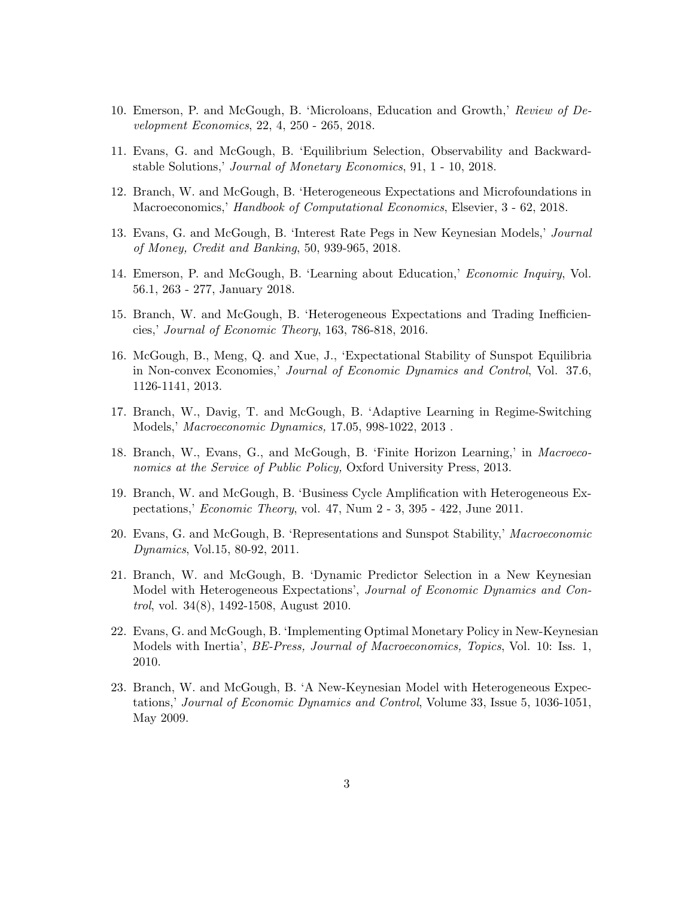10. Emerson, P. and McGough, B. 'Microloans, Education and Growth,' *Review of Development Economics*, 22, 4, 250 - 265, 2018.

11. Evans, G. and McGough, B. 'Equilibrium Selection, Observability and Backward-stable Solutions,' *Journal of Monetary Economics*, 91, 1 - 10, 2018.

12. Branch, W. and McGough, B. 'Heterogeneous Expectations and Microfoundations in Macroeconomics,' *Handbook of Computational Economics*, Elsevier, 3 - 62, 2018.

13. Evans, G. and McGough, B. 'Interest Rate Pegs in New Keynesian Models,' *Journal of Money, Credit and Banking*, 50, 939-965, 2018.

14. Emerson, P. and McGough, B. 'Learning about Education,' *Economic Inquiry*, Vol. 56.1, 263 - 277, January 2018.

15. Branch, W. and McGough, B. 'Heterogeneous Expectations and Trading Inefficiencies,' *Journal of Economic Theory*, 163, 786-818, 2016.

16. McGough, B., Meng, Q. and Xue, J., 'Expectational Stability of Sunspot Equilibria in Non-convex Economies,' *Journal of Economic Dynamics and Control*, Vol. 37.6, 1126-1141, 2013.

17. Branch, W., Davig, T. and McGough, B. 'Adaptive Learning in Regime-Switching Models,' *Macroeconomic Dynamics,* 17.05, 998-1022, 2013 .

18. Branch, W., Evans, G., and McGough, B. 'Finite Horizon Learning,' in *Macroeconomics at the Service of Public Policy,* Oxford University Press, 2013.

19. Branch, W. and McGough, B. 'Business Cycle Amplification with Heterogeneous Expectations,' *Economic Theory*, vol. 47, Num 2 - 3, 395 - 422, June 2011.

20. Evans, G. and McGough, B. 'Representations and Sunspot Stability,' *Macroeconomic Dynamics*, Vol.15, 80-92, 2011.

21. Branch, W. and McGough, B. 'Dynamic Predictor Selection in a New Keynesian Model with Heterogeneous Expectations', *Journal of Economic Dynamics and Control*, vol. 34(8), 1492-1508, August 2010.

22. Evans, G. and McGough, B. 'Implementing Optimal Monetary Policy in New-Keynesian Models with Inertia', *BE-Press, Journal of Macroeconomics, Topics*, Vol. 10: Iss. 1, 2010.

23. Branch, W. and McGough, B. 'A New-Keynesian Model with Heterogeneous Expectations,' *Journal of Economic Dynamics and Control*, Volume 33, Issue 5, 1036-1051, May 2009.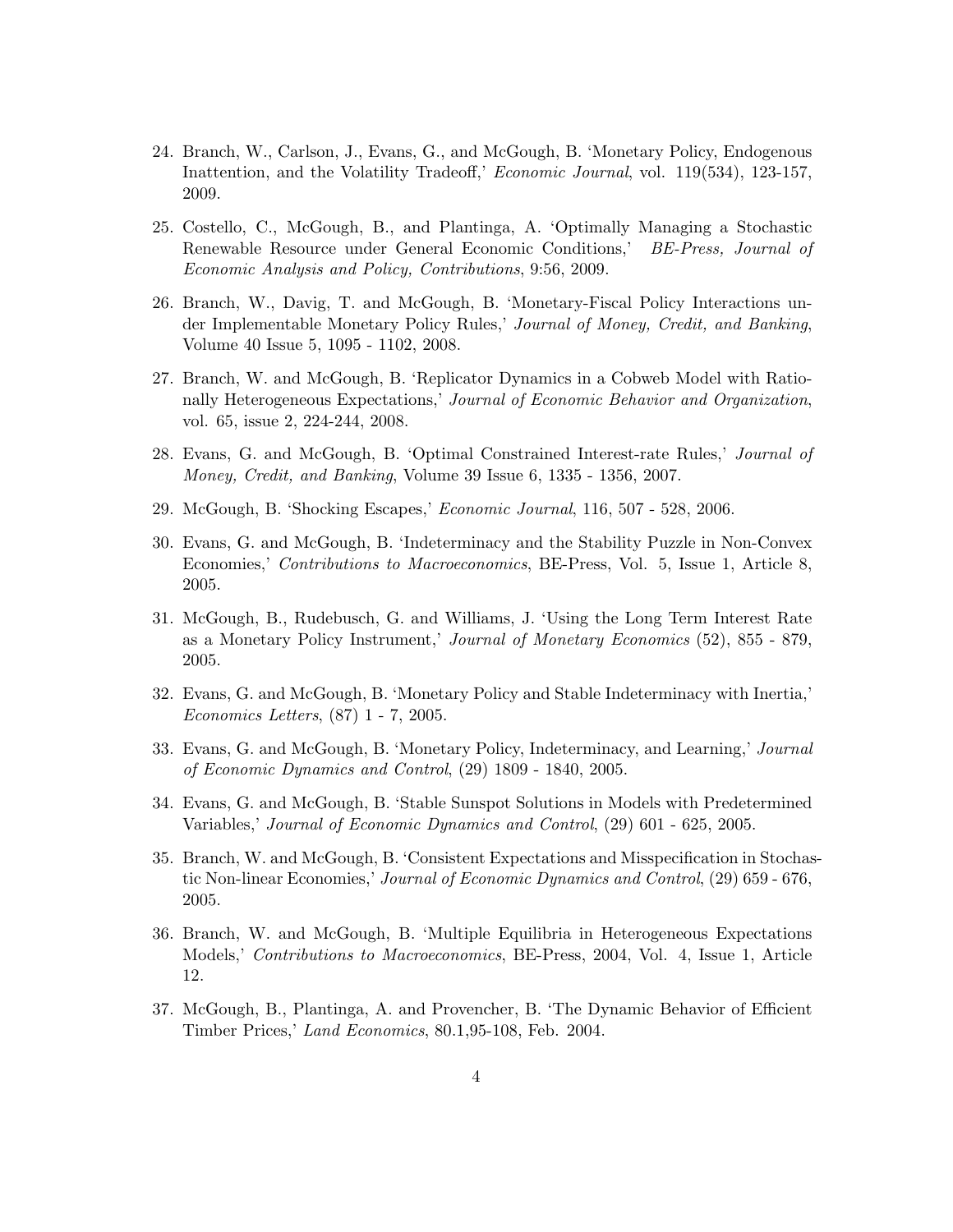24. Branch, W., Carlson, J., Evans, G., and McGough, B. 'Monetary Policy, Endogenous Inattention, and the Volatility Tradeoff,' *Economic Journal*, vol. 119(534), 123-157, 2009.

25. Costello, C., McGough, B., and Plantinga, A. 'Optimally Managing a Stochastic Renewable Resource under General Economic Conditions,' *BE-Press, Journal of Economic Analysis and Policy, Contributions*, 9:56, 2009.

26. Branch, W., Davig, T. and McGough, B. 'Monetary-Fiscal Policy Interactions under Implementable Monetary Policy Rules,' *Journal of Money, Credit, and Banking*, Volume 40 Issue 5, 1095 - 1102, 2008.

27. Branch, W. and McGough, B. 'Replicator Dynamics in a Cobweb Model with Rationally Heterogeneous Expectations,' *Journal of Economic Behavior and Organization*, vol. 65, issue 2, 224-244, 2008.

28. Evans, G. and McGough, B. 'Optimal Constrained Interest-rate Rules,' *Journal of Money, Credit, and Banking*, Volume 39 Issue 6, 1335 - 1356, 2007.

29. McGough, B. 'Shocking Escapes,' *Economic Journal*, 116, 507 - 528, 2006.

30. Evans, G. and McGough, B. 'Indeterminacy and the Stability Puzzle in Non-Convex Economies,' *Contributions to Macroeconomics*, BE-Press, Vol. 5, Issue 1, Article 8, 2005.

31. McGough, B., Rudebusch, G. and Williams, J. 'Using the Long Term Interest Rate as a Monetary Policy Instrument,' *Journal of Monetary Economics* (52), 855 - 879, 2005.

32. Evans, G. and McGough, B. 'Monetary Policy and Stable Indeterminacy with Inertia,' *Economics Letters*, (87) 1 - 7, 2005.

33. Evans, G. and McGough, B. 'Monetary Policy, Indeterminacy, and Learning,' *Journal of Economic Dynamics and Control*, (29) 1809 - 1840, 2005.

34. Evans, G. and McGough, B. 'Stable Sunspot Solutions in Models with Predetermined Variables,' *Journal of Economic Dynamics and Control*, (29) 601 - 625, 2005.

35. Branch, W. and McGough, B. 'Consistent Expectations and Misspecification in Stochastic Non-linear Economies,' *Journal of Economic Dynamics and Control*, (29) 659 - 676, 2005.

36. Branch, W. and McGough, B. 'Multiple Equilibria in Heterogeneous Expectations Models,' *Contributions to Macroeconomics*, BE-Press, 2004, Vol. 4, Issue 1, Article 12.

37. McGough, B., Plantinga, A. and Provencher, B. 'The Dynamic Behavior of Efficient Timber Prices,' *Land Economics*, 80.1,95-108, Feb. 2004.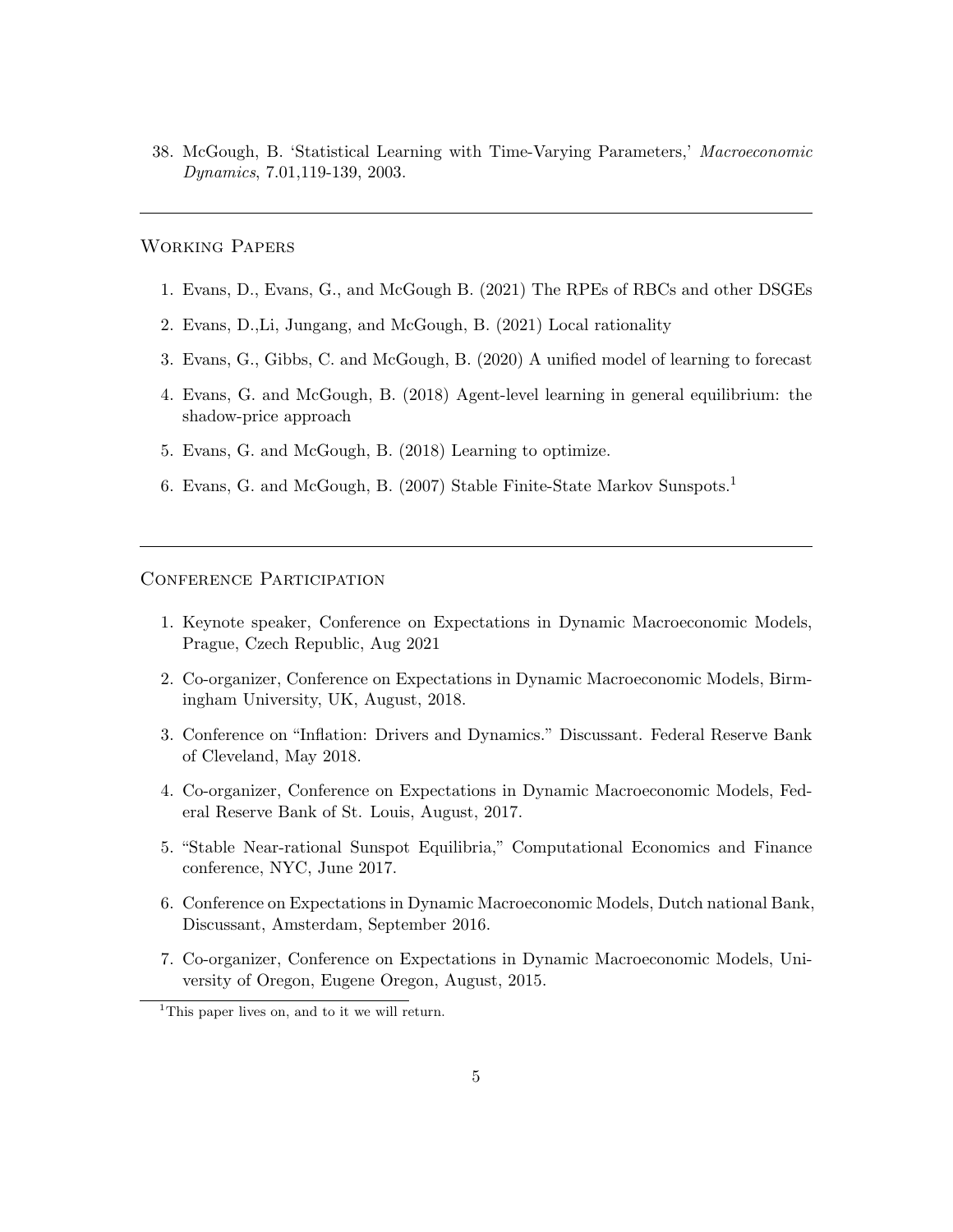38. McGough, B. 'Statistical Learning with Time-Varying Parameters,' *Macroeconomic Dynamics*, 7.01,119-139, 2003.

---

## Working Papers

1. Evans, D., Evans, G., and McGough B. (2021) The RPEs of RBCs and other DSGEs
2. Evans, D.,Li, Jungang, and McGough, B. (2021) Local rationality
3. Evans, G., Gibbs, C. and McGough, B. (2020) A unified model of learning to forecast
4. Evans, G. and McGough, B. (2018) Agent-level learning in general equilibrium: the shadow-price approach
5. Evans, G. and McGough, B. (2018) Learning to optimize.
6. Evans, G. and McGough, B. (2007) Stable Finite-State Markov Sunspots.[1]

---

## Conference Participation

1. Keynote speaker, Conference on Expectations in Dynamic Macroeconomic Models, Prague, Czech Republic, Aug 2021
2. Co-organizer, Conference on Expectations in Dynamic Macroeconomic Models, Birmingham University, UK, August, 2018.
3. Conference on "Inflation: Drivers and Dynamics." Discussant. Federal Reserve Bank of Cleveland, May 2018.
4. Co-organizer, Conference on Expectations in Dynamic Macroeconomic Models, Federal Reserve Bank of St. Louis, August, 2017.
5. "Stable Near-rational Sunspot Equilibria," Computational Economics and Finance conference, NYC, June 2017.
6. Conference on Expectations in Dynamic Macroeconomic Models, Dutch national Bank, Discussant, Amsterdam, September 2016.
7. Co-organizer, Conference on Expectations in Dynamic Macroeconomic Models, University of Oregon, Eugene Oregon, August, 2015.

[1] This paper lives on, and to it we will return.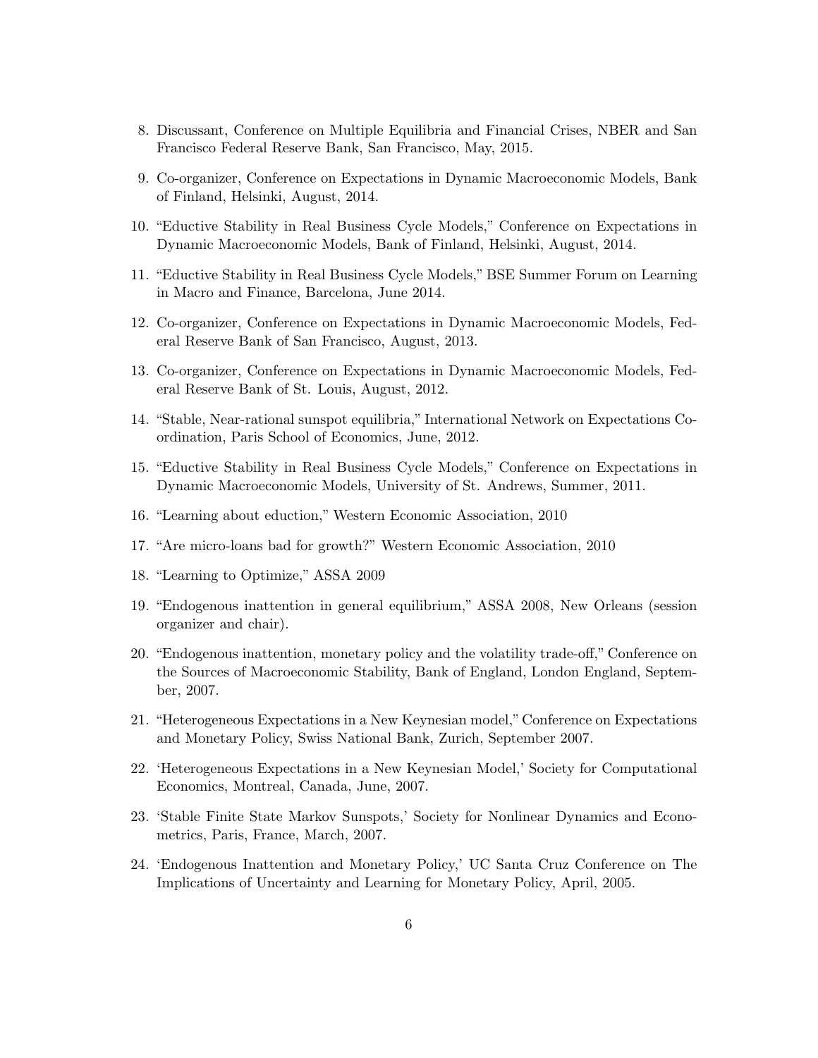8. Discussant, Conference on Multiple Equilibria and Financial Crises, NBER and San Francisco Federal Reserve Bank, San Francisco, May, 2015.

9. Co-organizer, Conference on Expectations in Dynamic Macroeconomic Models, Bank of Finland, Helsinki, August, 2014.

10. "Eductive Stability in Real Business Cycle Models," Conference on Expectations in Dynamic Macroeconomic Models, Bank of Finland, Helsinki, August, 2014.

11. "Eductive Stability in Real Business Cycle Models," BSE Summer Forum on Learning in Macro and Finance, Barcelona, June 2014.

12. Co-organizer, Conference on Expectations in Dynamic Macroeconomic Models, Federal Reserve Bank of San Francisco, August, 2013.

13. Co-organizer, Conference on Expectations in Dynamic Macroeconomic Models, Federal Reserve Bank of St. Louis, August, 2012.

14. "Stable, Near-rational sunspot equilibria," International Network on Expectations Coordination, Paris School of Economics, June, 2012.

15. "Eductive Stability in Real Business Cycle Models," Conference on Expectations in Dynamic Macroeconomic Models, University of St. Andrews, Summer, 2011.

16. "Learning about eduction," Western Economic Association, 2010

17. "Are micro-loans bad for growth?" Western Economic Association, 2010

18. "Learning to Optimize," ASSA 2009

19. "Endogenous inattention in general equilibrium," ASSA 2008, New Orleans (session organizer and chair).

20. "Endogenous inattention, monetary policy and the volatility trade-off," Conference on the Sources of Macroeconomic Stability, Bank of England, London England, September, 2007.

21. "Heterogeneous Expectations in a New Keynesian model," Conference on Expectations and Monetary Policy, Swiss National Bank, Zurich, September 2007.

22. 'Heterogeneous Expectations in a New Keynesian Model,' Society for Computational Economics, Montreal, Canada, June, 2007.

23. 'Stable Finite State Markov Sunspots,' Society for Nonlinear Dynamics and Econometrics, Paris, France, March, 2007.

24. 'Endogenous Inattention and Monetary Policy,' UC Santa Cruz Conference on The Implications of Uncertainty and Learning for Monetary Policy, April, 2005.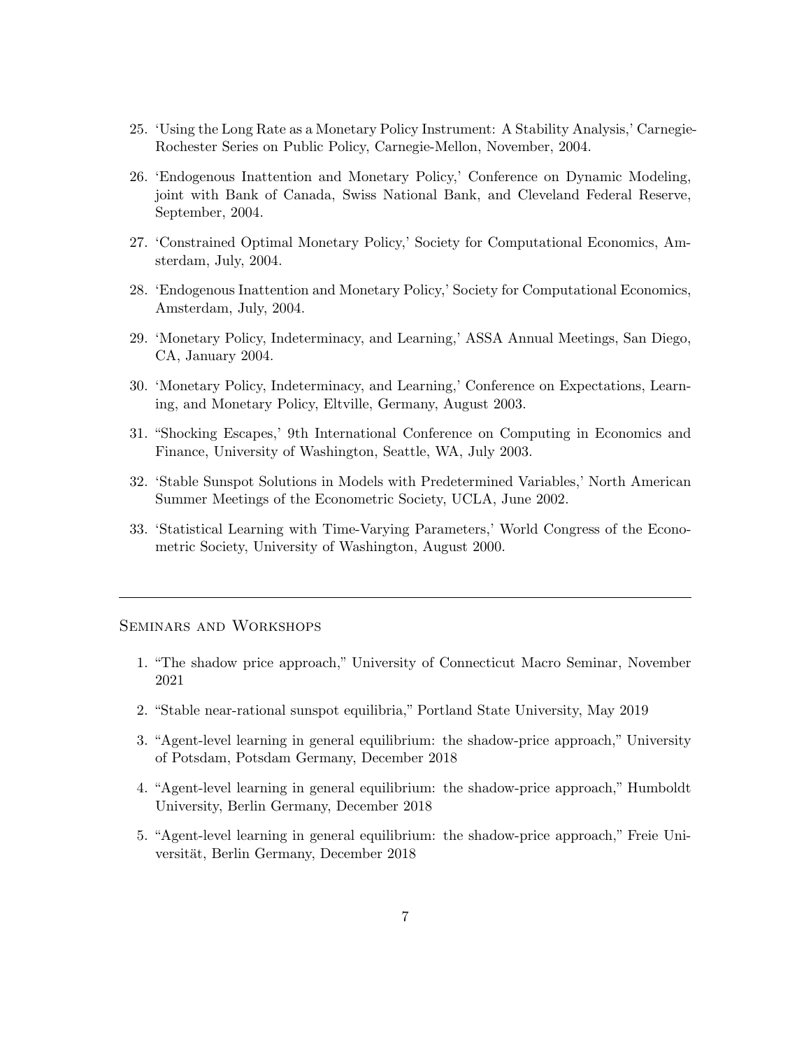25. 'Using the Long Rate as a Monetary Policy Instrument: A Stability Analysis,' Carnegie-Rochester Series on Public Policy, Carnegie-Mellon, November, 2004.

26. 'Endogenous Inattention and Monetary Policy,' Conference on Dynamic Modeling, joint with Bank of Canada, Swiss National Bank, and Cleveland Federal Reserve, September, 2004.

27. 'Constrained Optimal Monetary Policy,' Society for Computational Economics, Amsterdam, July, 2004.

28. 'Endogenous Inattention and Monetary Policy,' Society for Computational Economics, Amsterdam, July, 2004.

29. 'Monetary Policy, Indeterminacy, and Learning,' ASSA Annual Meetings, San Diego, CA, January 2004.

30. 'Monetary Policy, Indeterminacy, and Learning,' Conference on Expectations, Learning, and Monetary Policy, Eltville, Germany, August 2003.

31. "Shocking Escapes,' 9th International Conference on Computing in Economics and Finance, University of Washington, Seattle, WA, July 2003.

32. 'Stable Sunspot Solutions in Models with Predetermined Variables,' North American Summer Meetings of the Econometric Society, UCLA, June 2002.

33. 'Statistical Learning with Time-Varying Parameters,' World Congress of the Econometric Society, University of Washington, August 2000.

---

## Seminars and Workshops

1. "The shadow price approach," University of Connecticut Macro Seminar, November 2021

2. "Stable near-rational sunspot equilibria," Portland State University, May 2019

3. "Agent-level learning in general equilibrium: the shadow-price approach," University of Potsdam, Potsdam Germany, December 2018

4. "Agent-level learning in general equilibrium: the shadow-price approach," Humboldt University, Berlin Germany, December 2018

5. "Agent-level learning in general equilibrium: the shadow-price approach," Freie Universität, Berlin Germany, December 2018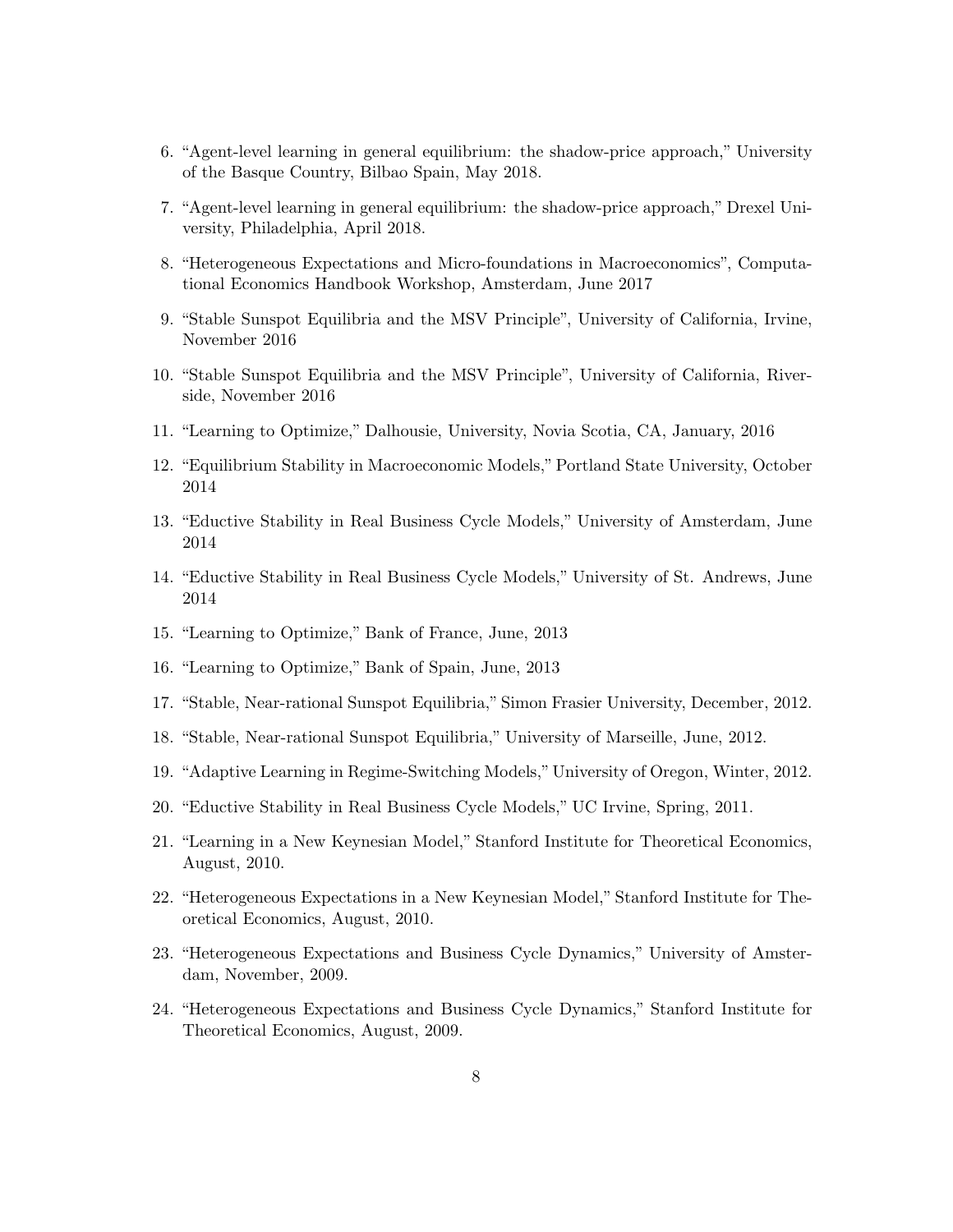6. "Agent-level learning in general equilibrium: the shadow-price approach," University of the Basque Country, Bilbao Spain, May 2018.

7. "Agent-level learning in general equilibrium: the shadow-price approach," Drexel University, Philadelphia, April 2018.

8. "Heterogeneous Expectations and Micro-foundations in Macroeconomics", Computational Economics Handbook Workshop, Amsterdam, June 2017

9. "Stable Sunspot Equilibria and the MSV Principle", University of California, Irvine, November 2016

10. "Stable Sunspot Equilibria and the MSV Principle", University of California, Riverside, November 2016

11. "Learning to Optimize," Dalhousie, University, Novia Scotia, CA, January, 2016

12. "Equilibrium Stability in Macroeconomic Models," Portland State University, October 2014

13. "Eductive Stability in Real Business Cycle Models," University of Amsterdam, June 2014

14. "Eductive Stability in Real Business Cycle Models," University of St. Andrews, June 2014

15. "Learning to Optimize," Bank of France, June, 2013

16. "Learning to Optimize," Bank of Spain, June, 2013

17. "Stable, Near-rational Sunspot Equilibria," Simon Frasier University, December, 2012.

18. "Stable, Near-rational Sunspot Equilibria," University of Marseille, June, 2012.

19. "Adaptive Learning in Regime-Switching Models," University of Oregon, Winter, 2012.

20. "Eductive Stability in Real Business Cycle Models," UC Irvine, Spring, 2011.

21. "Learning in a New Keynesian Model," Stanford Institute for Theoretical Economics, August, 2010.

22. "Heterogeneous Expectations in a New Keynesian Model," Stanford Institute for Theoretical Economics, August, 2010.

23. "Heterogeneous Expectations and Business Cycle Dynamics," University of Amsterdam, November, 2009.

24. "Heterogeneous Expectations and Business Cycle Dynamics," Stanford Institute for Theoretical Economics, August, 2009.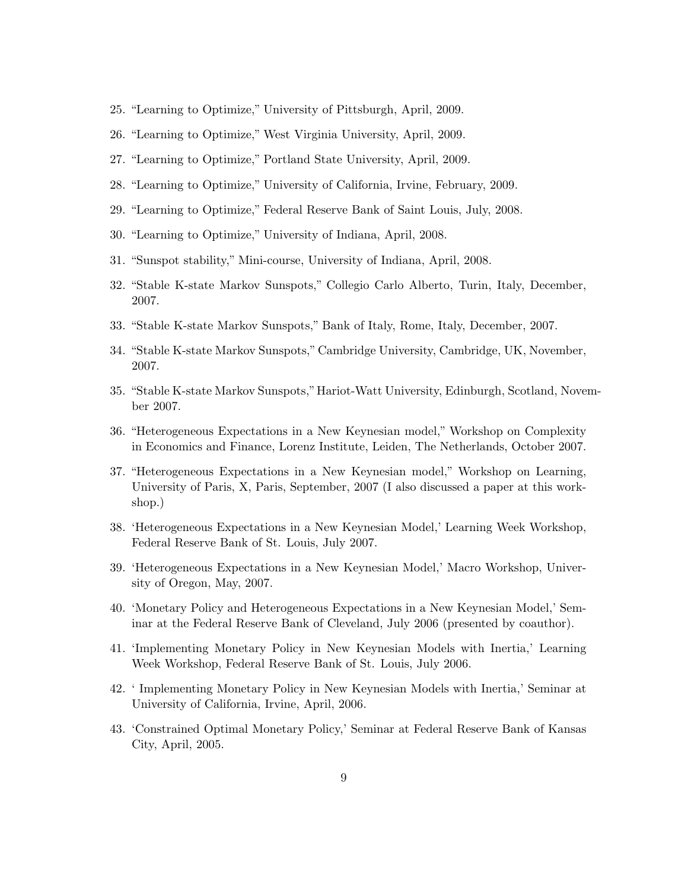25. "Learning to Optimize," University of Pittsburgh, April, 2009.
26. "Learning to Optimize," West Virginia University, April, 2009.
27. "Learning to Optimize," Portland State University, April, 2009.
28. "Learning to Optimize," University of California, Irvine, February, 2009.
29. "Learning to Optimize," Federal Reserve Bank of Saint Louis, July, 2008.
30. "Learning to Optimize," University of Indiana, April, 2008.
31. "Sunspot stability," Mini-course, University of Indiana, April, 2008.
32. "Stable K-state Markov Sunspots," Collegio Carlo Alberto, Turin, Italy, December, 2007.
33. "Stable K-state Markov Sunspots," Bank of Italy, Rome, Italy, December, 2007.
34. "Stable K-state Markov Sunspots," Cambridge University, Cambridge, UK, November, 2007.
35. "Stable K-state Markov Sunspots," Hariot-Watt University, Edinburgh, Scotland, November 2007.
36. "Heterogeneous Expectations in a New Keynesian model," Workshop on Complexity in Economics and Finance, Lorenz Institute, Leiden, The Netherlands, October 2007.
37. "Heterogeneous Expectations in a New Keynesian model," Workshop on Learning, University of Paris, X, Paris, September, 2007 (I also discussed a paper at this workshop.)
38. 'Heterogeneous Expectations in a New Keynesian Model,' Learning Week Workshop, Federal Reserve Bank of St. Louis, July 2007.
39. 'Heterogeneous Expectations in a New Keynesian Model,' Macro Workshop, University of Oregon, May, 2007.
40. 'Monetary Policy and Heterogeneous Expectations in a New Keynesian Model,' Seminar at the Federal Reserve Bank of Cleveland, July 2006 (presented by coauthor).
41. 'Implementing Monetary Policy in New Keynesian Models with Inertia,' Learning Week Workshop, Federal Reserve Bank of St. Louis, July 2006.
42. ' Implementing Monetary Policy in New Keynesian Models with Inertia,' Seminar at University of California, Irvine, April, 2006.
43. 'Constrained Optimal Monetary Policy,' Seminar at Federal Reserve Bank of Kansas City, April, 2005.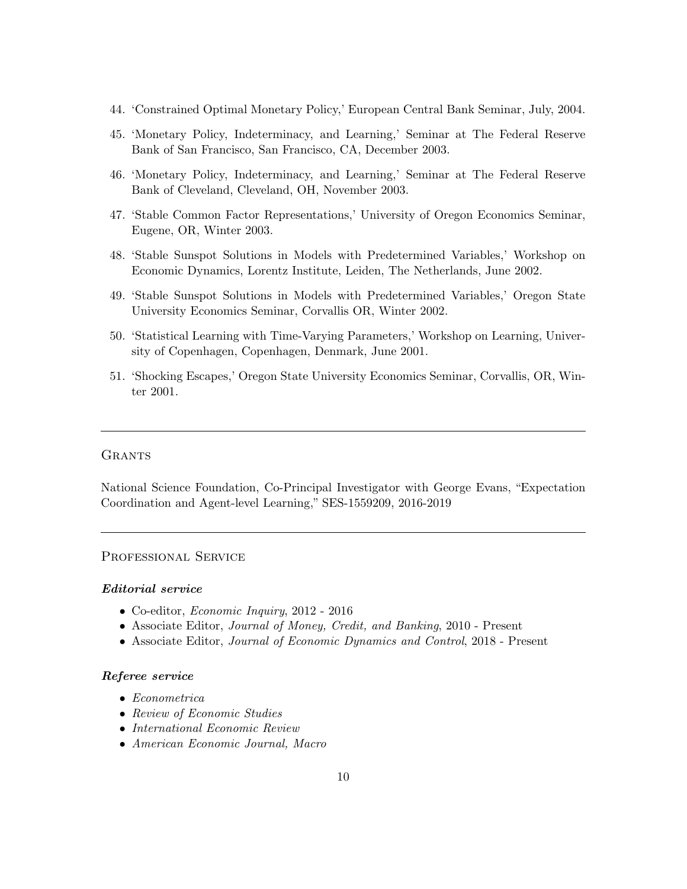44. 'Constrained Optimal Monetary Policy,' European Central Bank Seminar, July, 2004.
45. 'Monetary Policy, Indeterminacy, and Learning,' Seminar at The Federal Reserve Bank of San Francisco, San Francisco, CA, December 2003.
46. 'Monetary Policy, Indeterminacy, and Learning,' Seminar at The Federal Reserve Bank of Cleveland, Cleveland, OH, November 2003.
47. 'Stable Common Factor Representations,' University of Oregon Economics Seminar, Eugene, OR, Winter 2003.
48. 'Stable Sunspot Solutions in Models with Predetermined Variables,' Workshop on Economic Dynamics, Lorentz Institute, Leiden, The Netherlands, June 2002.
49. 'Stable Sunspot Solutions in Models with Predetermined Variables,' Oregon State University Economics Seminar, Corvallis OR, Winter 2002.
50. 'Statistical Learning with Time-Varying Parameters,' Workshop on Learning, University of Copenhagen, Copenhagen, Denmark, June 2001.
51. 'Shocking Escapes,' Oregon State University Economics Seminar, Corvallis, OR, Winter 2001.

---

## Grants

National Science Foundation, Co-Principal Investigator with George Evans, "Expectation Coordination and Agent-level Learning," SES-1559209, 2016-2019

---

## Professional Service

### *Editorial service*

- Co-editor, *Economic Inquiry*, 2012 - 2016
- Associate Editor, *Journal of Money, Credit, and Banking*, 2010 - Present
- Associate Editor, *Journal of Economic Dynamics and Control*, 2018 - Present

### *Referee service*

- *Econometrica*
- *Review of Economic Studies*
- *International Economic Review*
- *American Economic Journal, Macro*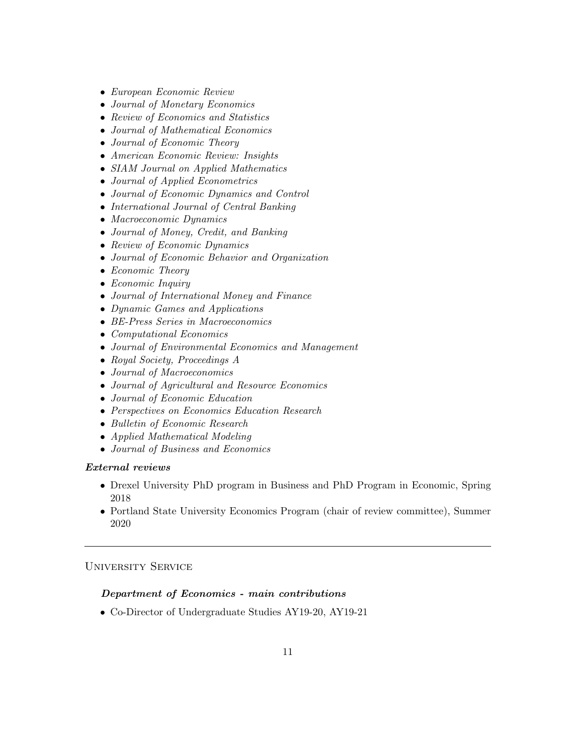- *European Economic Review*
- *Journal of Monetary Economics*
- *Review of Economics and Statistics*
- *Journal of Mathematical Economics*
- *Journal of Economic Theory*
- *American Economic Review: Insights*
- *SIAM Journal on Applied Mathematics*
- *Journal of Applied Econometrics*
- *Journal of Economic Dynamics and Control*
- *International Journal of Central Banking*
- *Macroeconomic Dynamics*
- *Journal of Money, Credit, and Banking*
- *Review of Economic Dynamics*
- *Journal of Economic Behavior and Organization*
- *Economic Theory*
- *Economic Inquiry*
- *Journal of International Money and Finance*
- *Dynamic Games and Applications*
- *BE-Press Series in Macroeconomics*
- *Computational Economics*
- *Journal of Environmental Economics and Management*
- *Royal Society, Proceedings A*
- *Journal of Macroeconomics*
- *Journal of Agricultural and Resource Economics*
- *Journal of Economic Education*
- *Perspectives on Economics Education Research*
- *Bulletin of Economic Research*
- *Applied Mathematical Modeling*
- *Journal of Business and Economics*

***External reviews***

- Drexel University PhD program in Business and PhD Program in Economic, Spring 2018
- Portland State University Economics Program (chair of review committee), Summer 2020

---

## University Service

***Department of Economics - main contributions***

- Co-Director of Undergraduate Studies AY19-20, AY19-21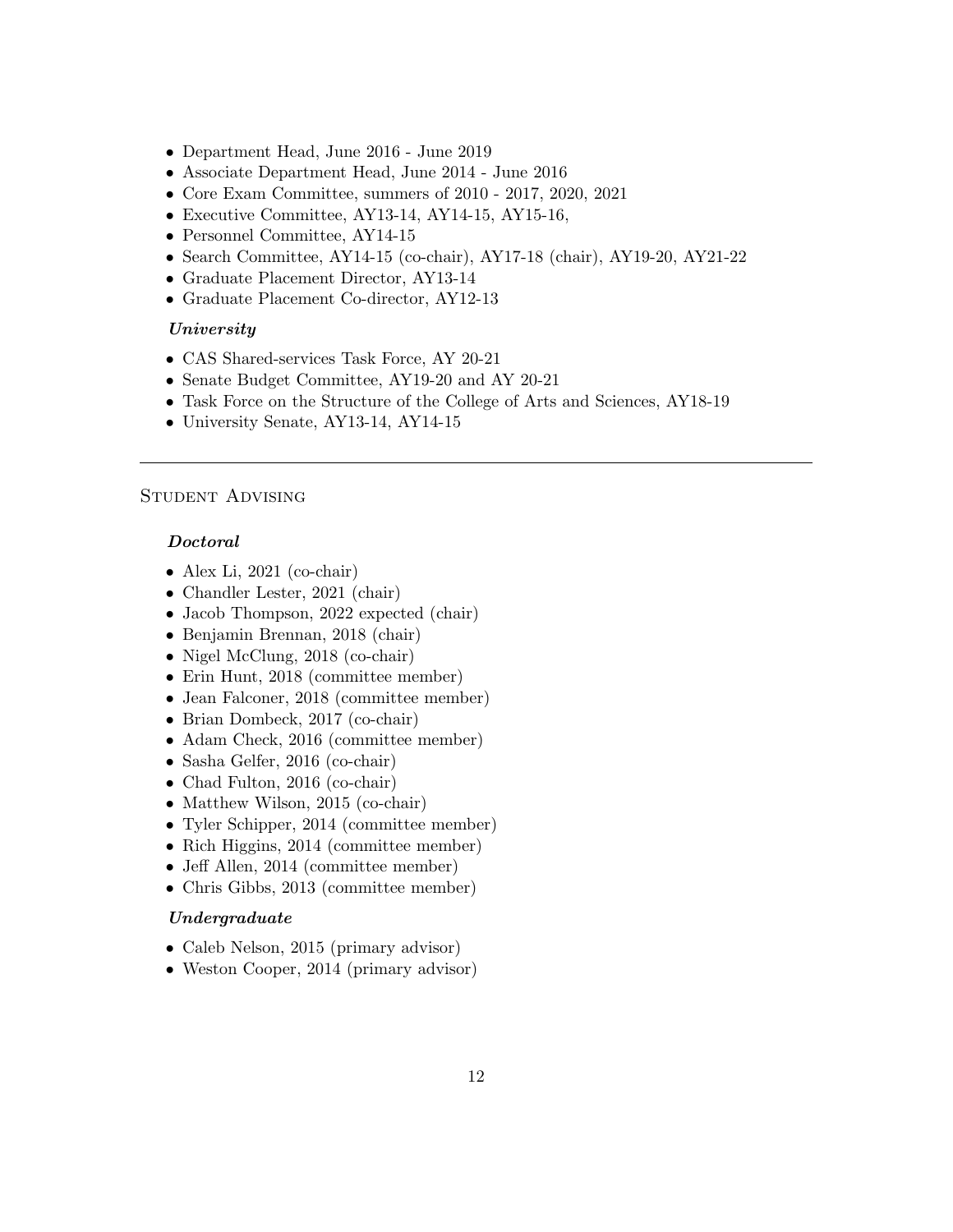- Department Head, June 2016 - June 2019
- Associate Department Head, June 2014 - June 2016
- Core Exam Committee, summers of 2010 - 2017, 2020, 2021
- Executive Committee, AY13-14, AY14-15, AY15-16,
- Personnel Committee, AY14-15
- Search Committee, AY14-15 (co-chair), AY17-18 (chair), AY19-20, AY21-22
- Graduate Placement Director, AY13-14
- Graduate Placement Co-director, AY12-13

### *University*

- CAS Shared-services Task Force, AY 20-21
- Senate Budget Committee, AY19-20 and AY 20-21
- Task Force on the Structure of the College of Arts and Sciences, AY18-19
- University Senate, AY13-14, AY14-15

---

## Student Advising

### *Doctoral*

- Alex Li, 2021 (co-chair)
- Chandler Lester, 2021 (chair)
- Jacob Thompson, 2022 expected (chair)
- Benjamin Brennan, 2018 (chair)
- Nigel McClung, 2018 (co-chair)
- Erin Hunt, 2018 (committee member)
- Jean Falconer, 2018 (committee member)
- Brian Dombeck, 2017 (co-chair)
- Adam Check, 2016 (committee member)
- Sasha Gelfer, 2016 (co-chair)
- Chad Fulton, 2016 (co-chair)
- Matthew Wilson, 2015 (co-chair)
- Tyler Schipper, 2014 (committee member)
- Rich Higgins, 2014 (committee member)
- Jeff Allen, 2014 (committee member)
- Chris Gibbs, 2013 (committee member)

### *Undergraduate*

- Caleb Nelson, 2015 (primary advisor)
- Weston Cooper, 2014 (primary advisor)